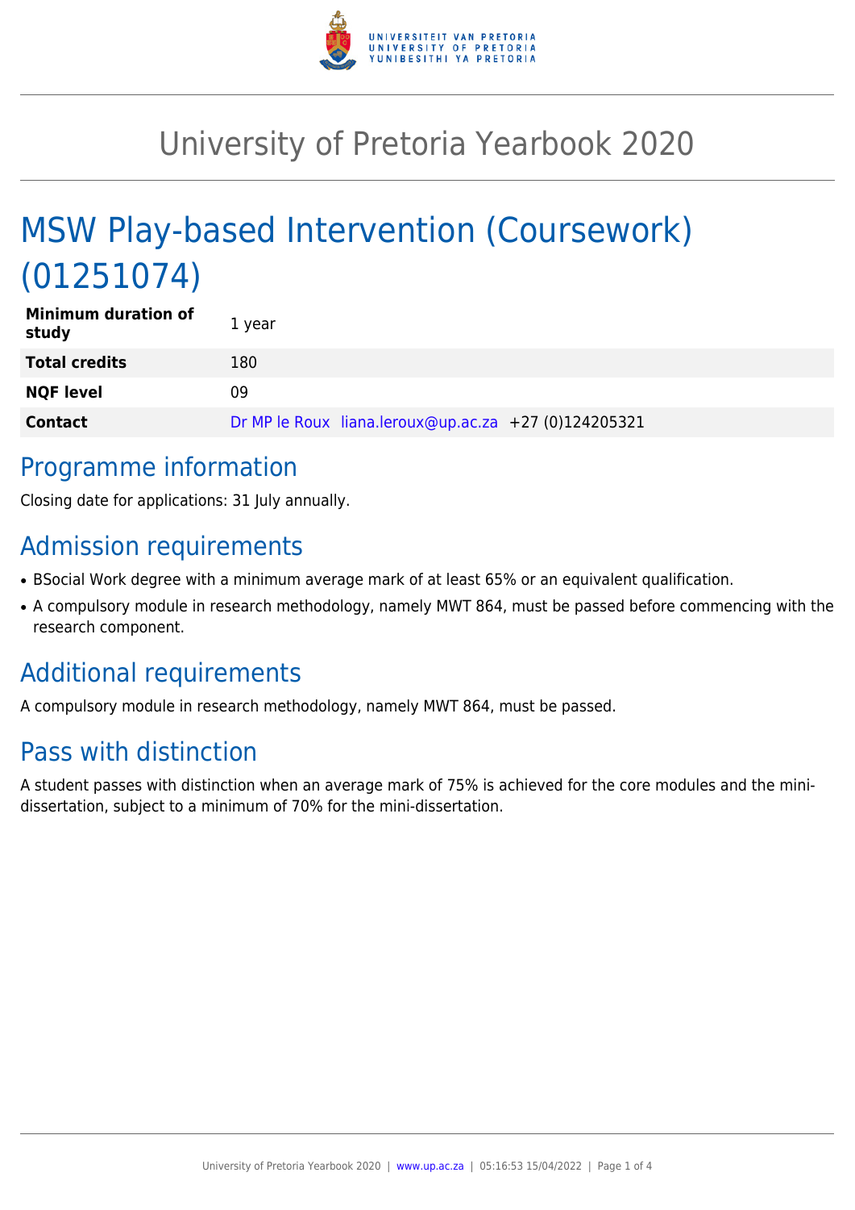# University of Pretoria Yearbook 2020

## MSW Play-based Intervention (Coursework) (01251074)

| | |
|---|---|
| **Minimum duration of study** | 1 year |
| **Total credits** | 180 |
| **NQF level** | 09 |
| **Contact** | Dr MP le Roux liana.leroux@up.ac.za +27 (0)124205321 |

## Programme information

Closing date for applications: 31 July annually.

## Admission requirements

- BSocial Work degree with a minimum average mark of at least 65% or an equivalent qualification.
- A compulsory module in research methodology, namely MWT 864, must be passed before commencing with the research component.

## Additional requirements

A compulsory module in research methodology, namely MWT 864, must be passed.

## Pass with distinction

A student passes with distinction when an average mark of 75% is achieved for the core modules and the mini-dissertation, subject to a minimum of 70% for the mini-dissertation.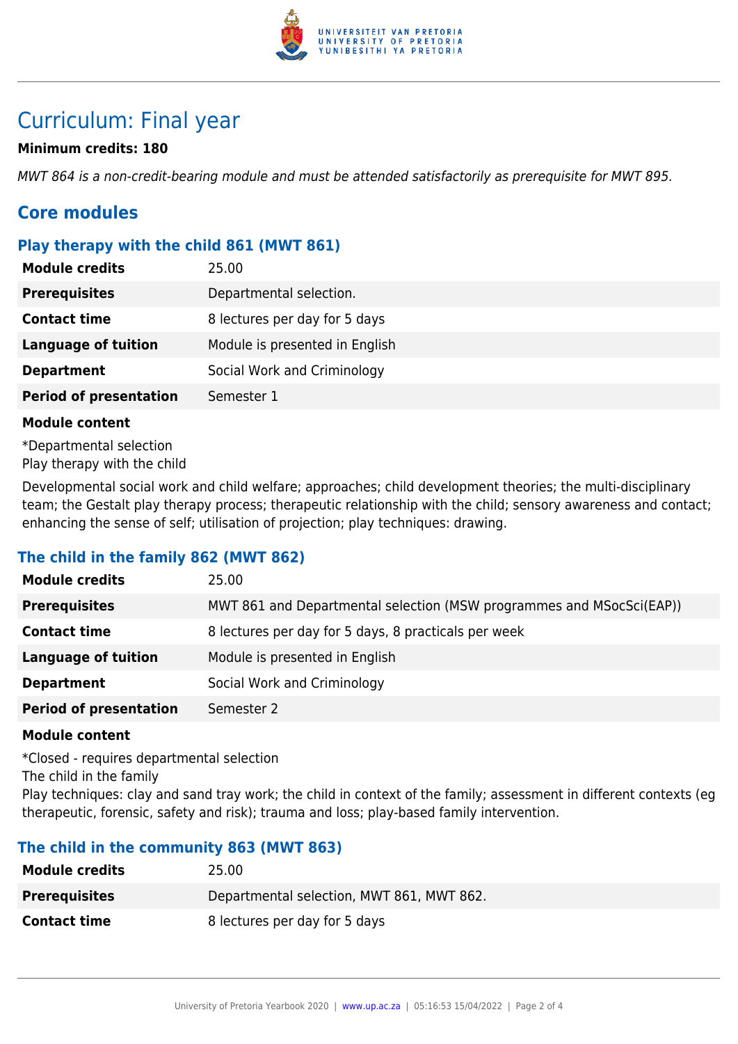# Curriculum: Final year

**Minimum credits: 180**

*MWT 864 is a non-credit-bearing module and must be attended satisfactorily as prerequisite for MWT 895.*

## Core modules

### Play therapy with the child 861 (MWT 861)

| | |
|---|---|
| **Module credits** | 25.00 |
| **Prerequisites** | Departmental selection. |
| **Contact time** | 8 lectures per day for 5 days |
| **Language of tuition** | Module is presented in English |
| **Department** | Social Work and Criminology |
| **Period of presentation** | Semester 1 |

**Module content**

*Departmental selection
Play therapy with the child

Developmental social work and child welfare; approaches; child development theories; the multi-disciplinary team; the Gestalt play therapy process; therapeutic relationship with the child; sensory awareness and contact; enhancing the sense of self; utilisation of projection; play techniques: drawing.

### The child in the family 862 (MWT 862)

| | |
|---|---|
| **Module credits** | 25.00 |
| **Prerequisites** | MWT 861 and Departmental selection (MSW programmes and MSocSci(EAP)) |
| **Contact time** | 8 lectures per day for 5 days, 8 practicals per week |
| **Language of tuition** | Module is presented in English |
| **Department** | Social Work and Criminology |
| **Period of presentation** | Semester 2 |

**Module content**

*Closed - requires departmental selection
The child in the family
Play techniques: clay and sand tray work; the child in context of the family; assessment in different contexts (eg therapeutic, forensic, safety and risk); trauma and loss; play-based family intervention.

### The child in the community 863 (MWT 863)

| | |
|---|---|
| **Module credits** | 25.00 |
| **Prerequisites** | Departmental selection, MWT 861, MWT 862. |
| **Contact time** | 8 lectures per day for 5 days |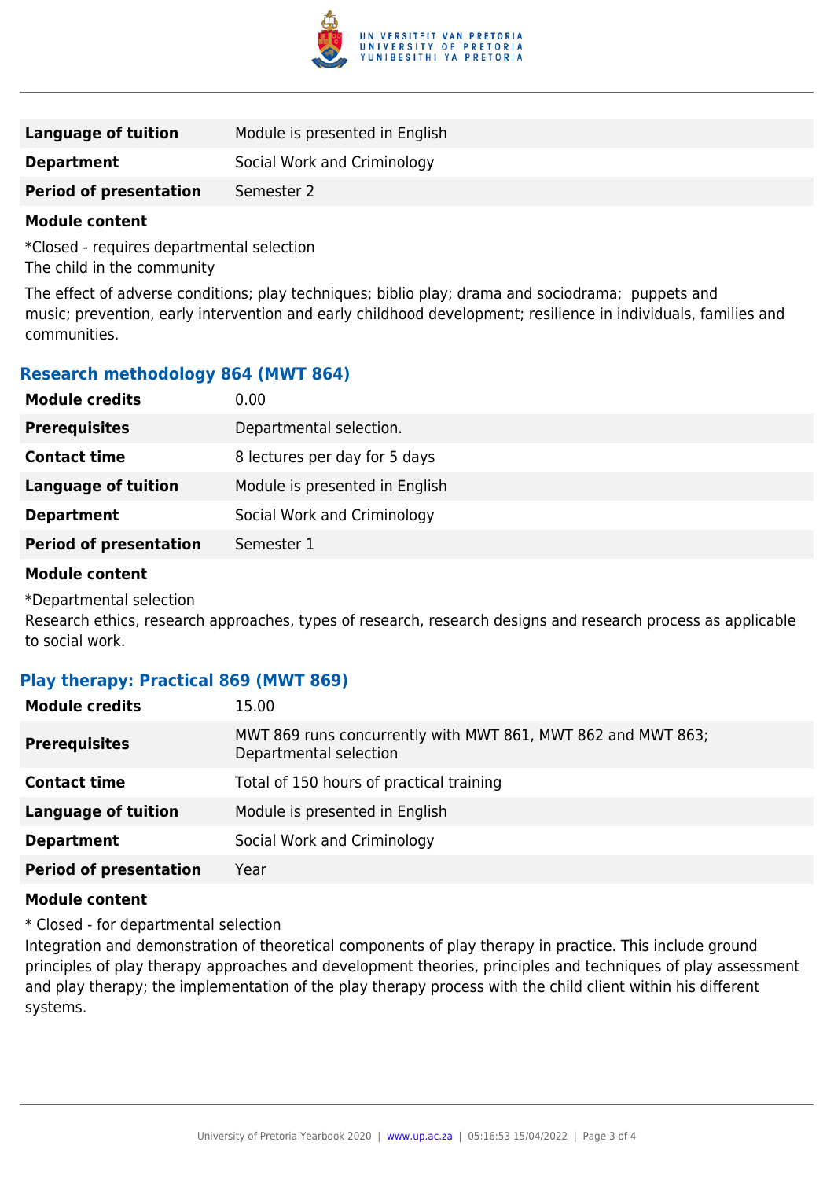| | |
|---|---|
| **Language of tuition** | Module is presented in English |
| **Department** | Social Work and Criminology |
| **Period of presentation** | Semester 2 |

**Module content**

*Closed - requires departmental selection
The child in the community

The effect of adverse conditions; play techniques; biblio play; drama and sociodrama; puppets and music; prevention, early intervention and early childhood development; resilience in individuals, families and communities.

### Research methodology 864 (MWT 864)

| | |
|---|---|
| **Module credits** | 0.00 |
| **Prerequisites** | Departmental selection. |
| **Contact time** | 8 lectures per day for 5 days |
| **Language of tuition** | Module is presented in English |
| **Department** | Social Work and Criminology |
| **Period of presentation** | Semester 1 |

**Module content**

*Departmental selection
Research ethics, research approaches, types of research, research designs and research process as applicable to social work.

### Play therapy: Practical 869 (MWT 869)

| | |
|---|---|
| **Module credits** | 15.00 |
| **Prerequisites** | MWT 869 runs concurrently with MWT 861, MWT 862 and MWT 863; Departmental selection |
| **Contact time** | Total of 150 hours of practical training |
| **Language of tuition** | Module is presented in English |
| **Department** | Social Work and Criminology |
| **Period of presentation** | Year |

**Module content**

* Closed - for departmental selection
Integration and demonstration of theoretical components of play therapy in practice. This include ground principles of play therapy approaches and development theories, principles and techniques of play assessment and play therapy; the implementation of the play therapy process with the child client within his different systems.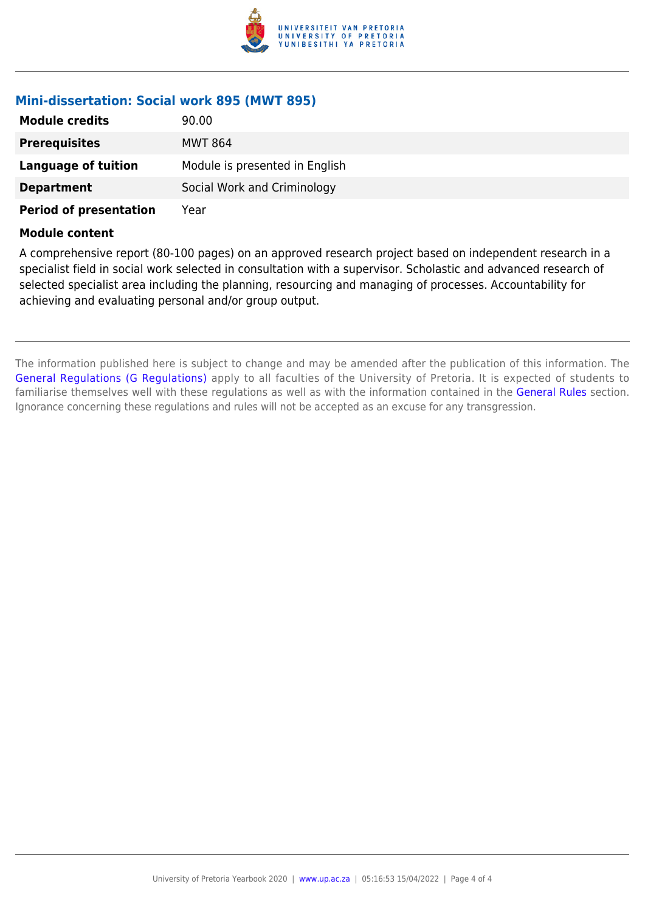## Mini-dissertation: Social work 895 (MWT 895)

| | |
|---|---|
| **Module credits** | 90.00 |
| **Prerequisites** | MWT 864 |
| **Language of tuition** | Module is presented in English |
| **Department** | Social Work and Criminology |
| **Period of presentation** | Year |

**Module content**

A comprehensive report (80-100 pages) on an approved research project based on independent research in a specialist field in social work selected in consultation with a supervisor. Scholastic and advanced research of selected specialist area including the planning, resourcing and managing of processes. Accountability for achieving and evaluating personal and/or group output.

The information published here is subject to change and may be amended after the publication of this information. The General Regulations (G Regulations) apply to all faculties of the University of Pretoria. It is expected of students to familiarise themselves well with these regulations as well as with the information contained in the General Rules section. Ignorance concerning these regulations and rules will not be accepted as an excuse for any transgression.